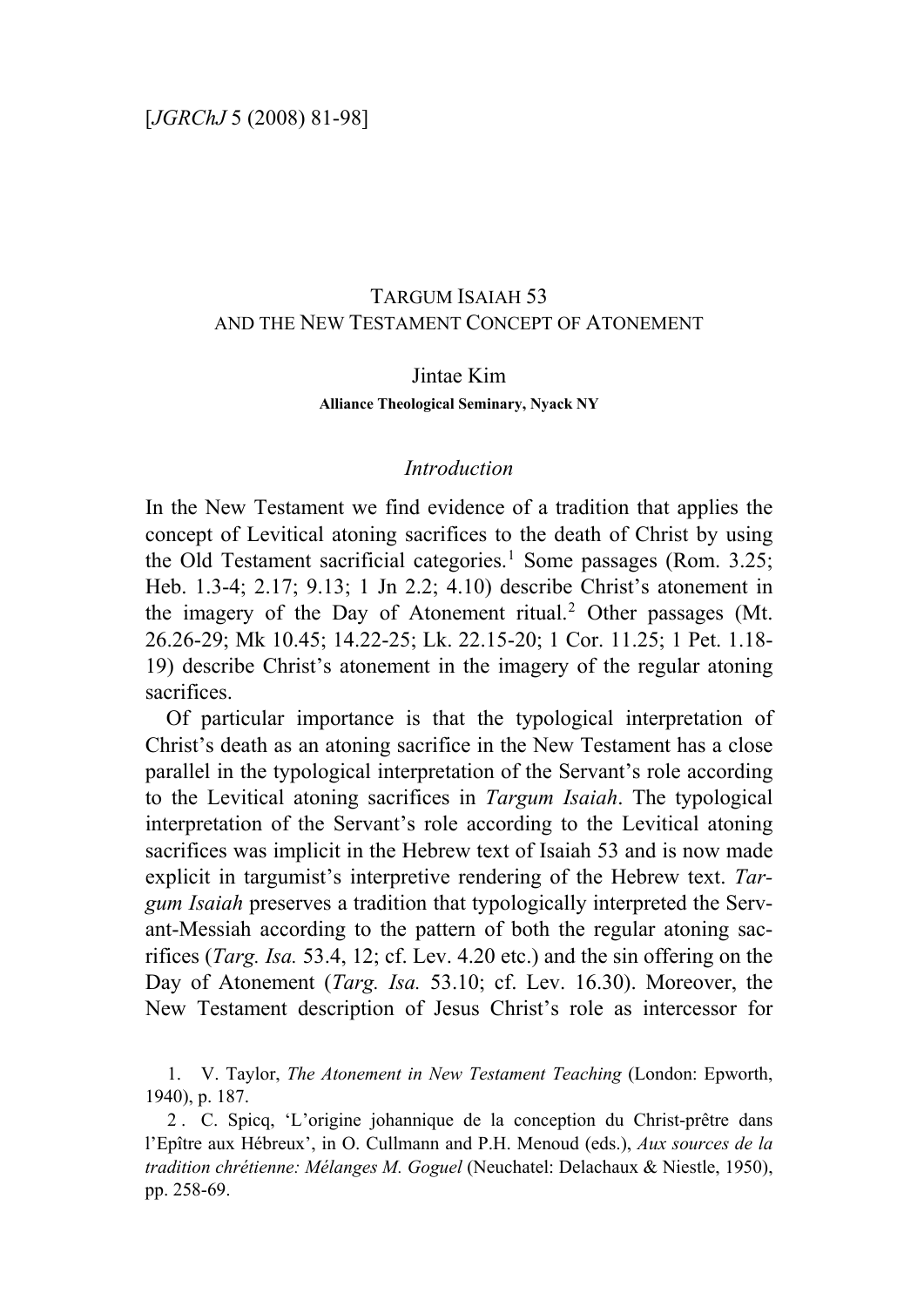# Targum Isaiah 53 and the New Testament Concept of Atonement

Jintae Kim

**Alliance Theological Seminary, Nyack NY**

## *Introduction*

In the New Testament we find evidence of a tradition that applies the concept of Levitical atoning sacrifices to the death of Christ by using the Old Testament sacrificial categories.[1] Some passages (Rom. 3.25; Heb. 1.3-4; 2.17; 9.13; 1 Jn 2.2; 4.10) describe Christ's atonement in the imagery of the Day of Atonement ritual.[2] Other passages (Mt. 26.26-29; Mk 10.45; 14.22-25; Lk. 22.15-20; 1 Cor. 11.25; 1 Pet. 1.18-19) describe Christ's atonement in the imagery of the regular atoning sacrifices.

Of particular importance is that the typological interpretation of Christ's death as an atoning sacrifice in the New Testament has a close parallel in the typological interpretation of the Servant's role according to the Levitical atoning sacrifices in *Targum Isaiah*. The typological interpretation of the Servant's role according to the Levitical atoning sacrifices was implicit in the Hebrew text of Isaiah 53 and is now made explicit in targumist's interpretive rendering of the Hebrew text. *Targum Isaiah* preserves a tradition that typologically interpreted the Servant-Messiah according to the pattern of both the regular atoning sacrifices (*Targ. Isa.* 53.4, 12; cf. Lev. 4.20 etc.) and the sin offering on the Day of Atonement (*Targ. Isa.* 53.10; cf. Lev. 16.30). Moreover, the New Testament description of Jesus Christ's role as intercessor for

1. V. Taylor, *The Atonement in New Testament Teaching* (London: Epworth, 1940), p. 187.

2. C. Spicq, 'L'origine johannique de la conception du Christ-prêtre dans l'Epître aux Hébreux', in O. Cullmann and P.H. Menoud (eds.), *Aux sources de la tradition chrétienne: Mélanges M. Goguel* (Neuchatel: Delachaux & Niestle, 1950), pp. 258-69.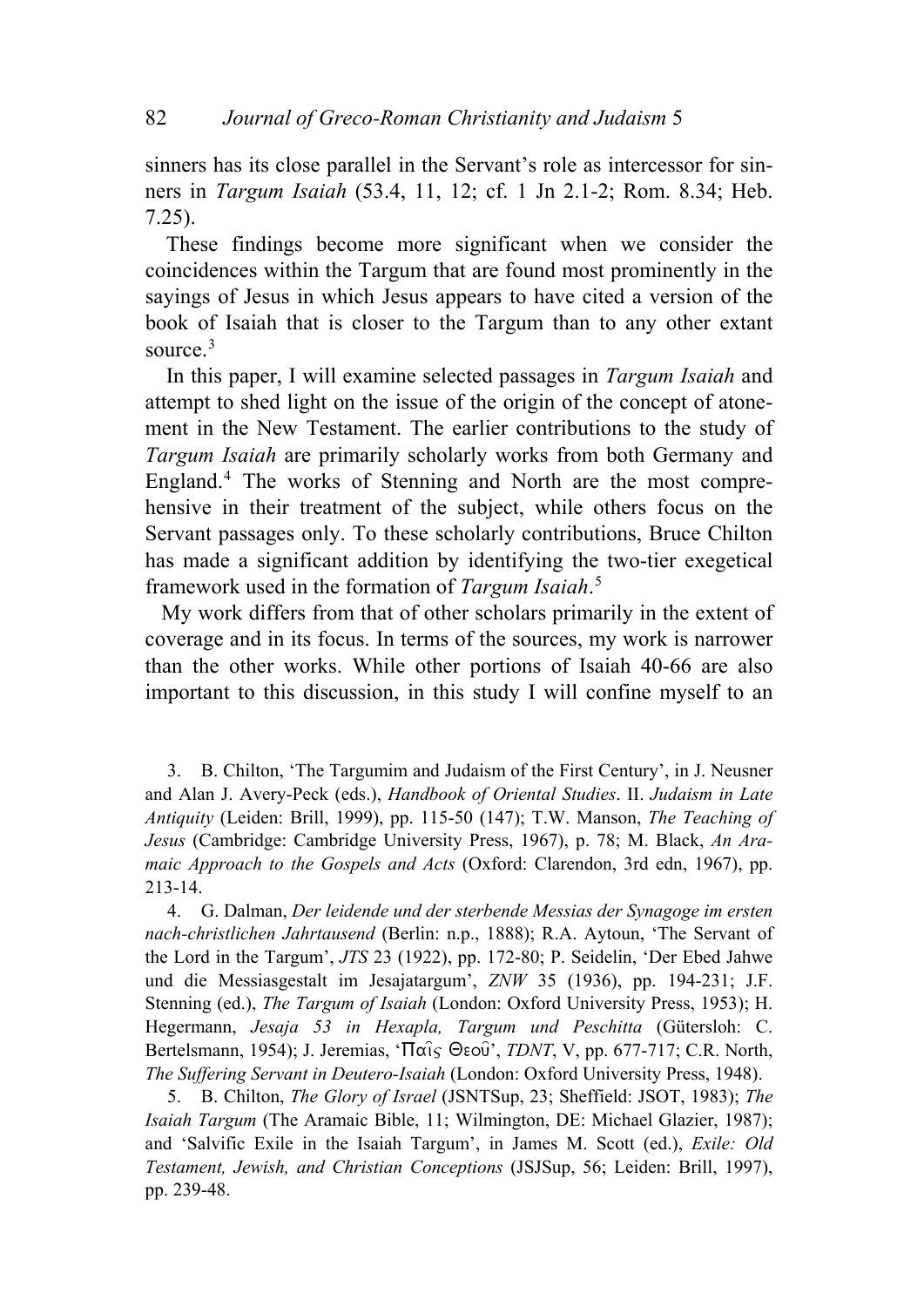sinners has its close parallel in the Servant's role as intercessor for sinners in *Targum Isaiah* (53.4, 11, 12; cf. 1 Jn 2.1-2; Rom. 8.34; Heb. 7.25).

These findings become more significant when we consider the coincidences within the Targum that are found most prominently in the sayings of Jesus in which Jesus appears to have cited a version of the book of Isaiah that is closer to the Targum than to any other extant source.[3]

In this paper, I will examine selected passages in *Targum Isaiah* and attempt to shed light on the issue of the origin of the concept of atonement in the New Testament. The earlier contributions to the study of *Targum Isaiah* are primarily scholarly works from both Germany and England.[4] The works of Stenning and North are the most comprehensive in their treatment of the subject, while others focus on the Servant passages only. To these scholarly contributions, Bruce Chilton has made a significant addition by identifying the two-tier exegetical framework used in the formation of *Targum Isaiah*.[5]

My work differs from that of other scholars primarily in the extent of coverage and in its focus. In terms of the sources, my work is narrower than the other works. While other portions of Isaiah 40-66 are also important to this discussion, in this study I will confine myself to an

3. B. Chilton, 'The Targumim and Judaism of the First Century', in J. Neusner and Alan J. Avery-Peck (eds.), *Handbook of Oriental Studies*. II. *Judaism in Late Antiquity* (Leiden: Brill, 1999), pp. 115-50 (147); T.W. Manson, *The Teaching of Jesus* (Cambridge: Cambridge University Press, 1967), p. 78; M. Black, *An Aramaic Approach to the Gospels and Acts* (Oxford: Clarendon, 3rd edn, 1967), pp. 213-14.

4. G. Dalman, *Der leidende und der sterbende Messias der Synagoge im ersten nach-christlichen Jahrtausend* (Berlin: n.p., 1888); R.A. Aytoun, 'The Servant of the Lord in the Targum', *JTS* 23 (1922), pp. 172-80; P. Seidelin, 'Der Ebed Jahwe und die Messiasgestalt im Jesajatargum', *ZNW* 35 (1936), pp. 194-231; J.F. Stenning (ed.), *The Targum of Isaiah* (London: Oxford University Press, 1953); H. Hegermann, *Jesaja 53 in Hexapla, Targum und Peschitta* (Gütersloh: C. Bertelsmann, 1954); J. Jeremias, 'Παῖς Θεοῦ', *TDNT*, V, pp. 677-717; C.R. North, *The Suffering Servant in Deutero-Isaiah* (London: Oxford University Press, 1948).

5. B. Chilton, *The Glory of Israel* (JSNTSup, 23; Sheffield: JSOT, 1983); *The Isaiah Targum* (The Aramaic Bible, 11; Wilmington, DE: Michael Glazier, 1987); and 'Salvific Exile in the Isaiah Targum', in James M. Scott (ed.), *Exile: Old Testament, Jewish, and Christian Conceptions* (JSJSup, 56; Leiden: Brill, 1997), pp. 239-48.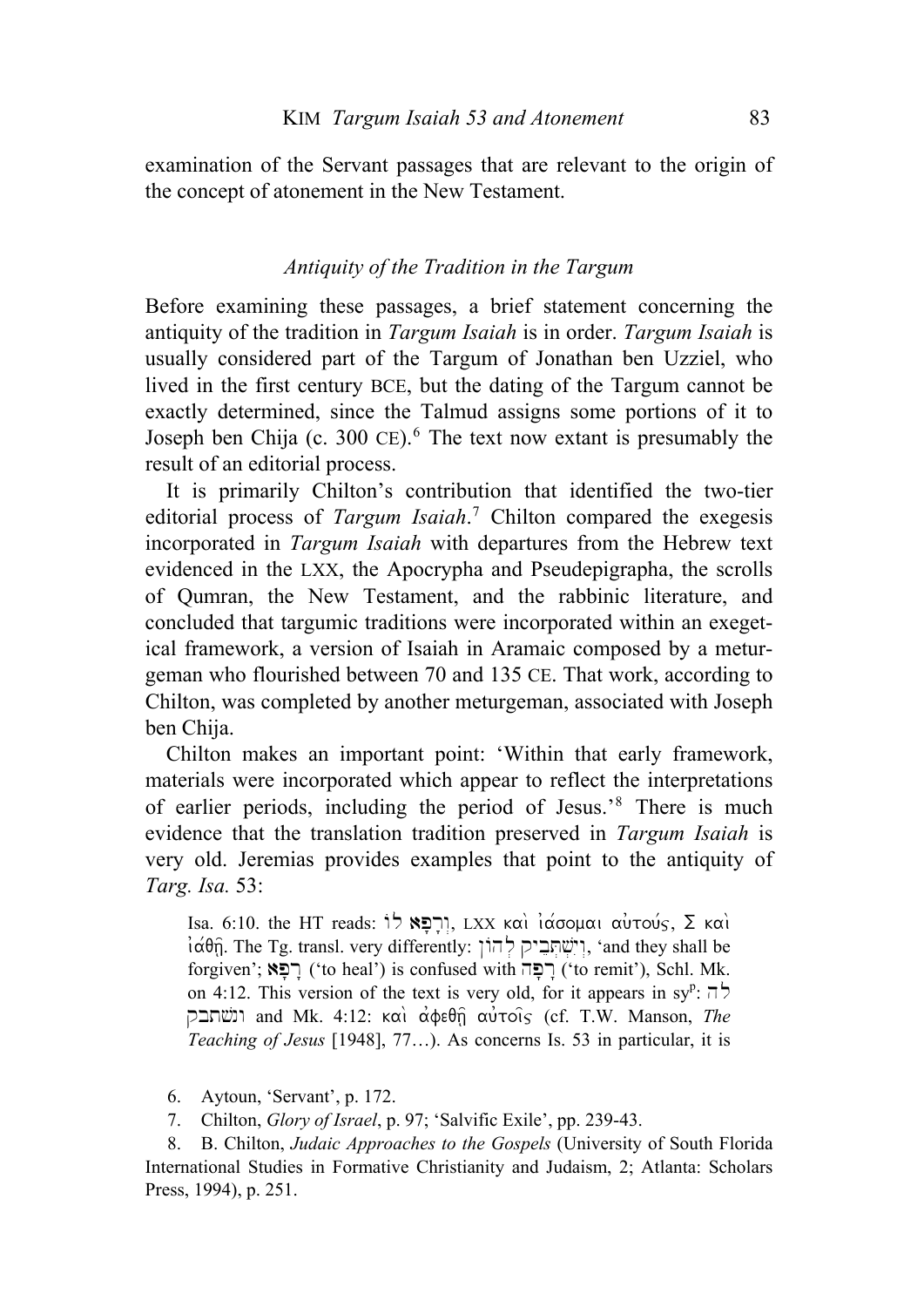examination of the Servant passages that are relevant to the origin of the concept of atonement in the New Testament.

### *Antiquity of the Tradition in the Targum*

Before examining these passages, a brief statement concerning the antiquity of the tradition in *Targum Isaiah* is in order. *Targum Isaiah* is usually considered part of the Targum of Jonathan ben Uzziel, who lived in the first century BCE, but the dating of the Targum cannot be exactly determined, since the Talmud assigns some portions of it to Joseph ben Chija (c. 300 CE).[6] The text now extant is presumably the result of an editorial process.

It is primarily Chilton's contribution that identified the two-tier editorial process of *Targum Isaiah*.[7] Chilton compared the exegesis incorporated in *Targum Isaiah* with departures from the Hebrew text evidenced in the LXX, the Apocrypha and Pseudepigrapha, the scrolls of Qumran, the New Testament, and the rabbinic literature, and concluded that targumic traditions were incorporated within an exegetical framework, a version of Isaiah in Aramaic composed by a meturgeman who flourished between 70 and 135 CE. That work, according to Chilton, was completed by another meturgeman, associated with Joseph ben Chija.

Chilton makes an important point: 'Within that early framework, materials were incorporated which appear to reflect the interpretations of earlier periods, including the period of Jesus.'[8] There is much evidence that the translation tradition preserved in *Targum Isaiah* is very old. Jeremias provides examples that point to the antiquity of *Targ. Isa.* 53:

> Isa. 6:10. the HT reads: וְרָפָא לוֹ, LXX καὶ ἰάσομαι αὐτούς, Σ καὶ ἰάθῇ. The Tg. transl. very differently: וְיִשְׁתְּבֵיק לְהוֹן, 'and they shall be forgiven'; רָפָא ('to heal') is confused with רָפָה ('to remit'), Schl. Mk. on 4:12. This version of the text is very old, for it appears in sy$^{p}$: ונשתבק לה and Mk. 4:12: καὶ ἀφεθῇ αὐτοῖς (cf. T.W. Manson, *The Teaching of Jesus* [1948], 77…). As concerns Is. 53 in particular, it is

6. Aytoun, 'Servant', p. 172.

7. Chilton, *Glory of Israel*, p. 97; 'Salvific Exile', pp. 239-43.

8. B. Chilton, *Judaic Approaches to the Gospels* (University of South Florida International Studies in Formative Christianity and Judaism, 2; Atlanta: Scholars Press, 1994), p. 251.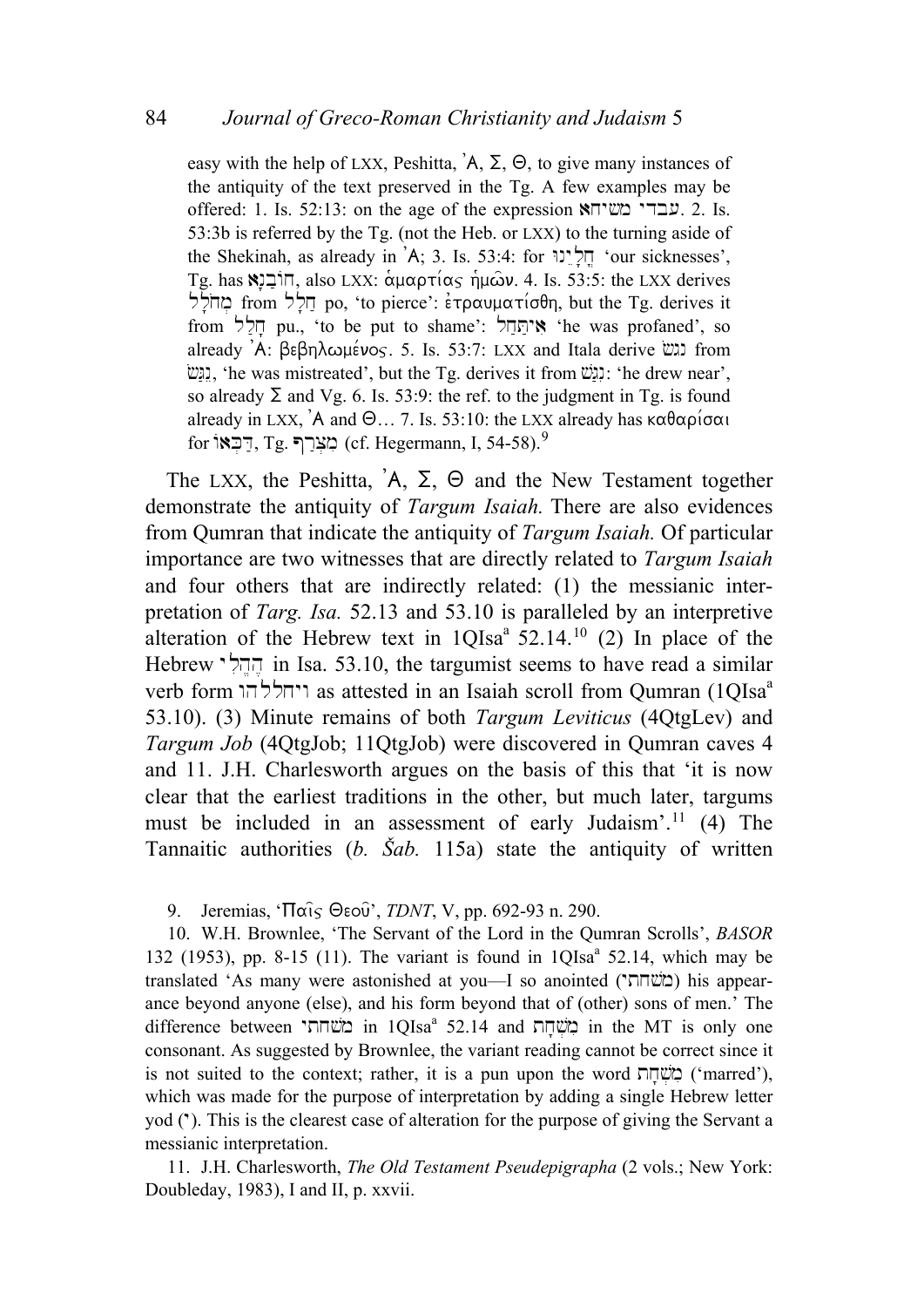easy with the help of LXX, Peshitta, ʾΑ, Σ, Θ, to give many instances of the antiquity of the text preserved in the Tg. A few examples may be offered: 1. Is. 52:13: on the age of the expression עבדי משיחא. 2. Is. 53:3b is referred by the Tg. (not the Heb. or LXX) to the turning aside of the Shekinah, as already in ʾΑ; 3. Is. 53:4: for חֳלָיֵנוּ 'our sicknesses', Tg. has חוֹבַנָא, also LXX: ἁμαρτίας ἡμῶν. 4. Is. 53:5: the LXX derives מְחֹלָל from חָלַל po, 'to pierce': ἐτραυματίσθη, but the Tg. derives it from חָלַל pu., 'to be put to shame': אִיתַּחַל 'he was profaned', so already ʾΑ: βεβηλωμένος. 5. Is. 53:7: LXX and Itala derive נגש from נִגַּשׂ, 'he was mistreated', but the Tg. derives it from נִגַּשׁ: 'he drew near', so already Σ and Vg. 6. Is. 53:9: the ref. to the judgment in Tg. is found already in LXX, ʾΑ and Θ… 7. Is. 53:10: the LXX already has καθαρίσαι for דַּכְּאוֹ, Tg. מִצְרַף (cf. Hegermann, I, 54-58).[9]

The LXX, the Peshitta, ʾΑ, Σ, Θ and the New Testament together demonstrate the antiquity of *Targum Isaiah.* There are also evidences from Qumran that indicate the antiquity of *Targum Isaiah.* Of particular importance are two witnesses that are directly related to *Targum Isaiah* and four others that are indirectly related: (1) the messianic interpretation of *Targ. Isa.* 52.13 and 53.10 is paralleled by an interpretive alteration of the Hebrew text in 1QIsa[a] 52.14.[10] (2) In place of the Hebrew הֶחֱלִי in Isa. 53.10, the targumist seems to have read a similar verb form ויחללהו as attested in an Isaiah scroll from Qumran (1QIsa[a] 53.10). (3) Minute remains of both *Targum Leviticus* (4QtgLev) and *Targum Job* (4QtgJob; 11QtgJob) were discovered in Qumran caves 4 and 11. J.H. Charlesworth argues on the basis of this that 'it is now clear that the earliest traditions in the other, but much later, targums must be included in an assessment of early Judaism'.[11] (4) The Tannaitic authorities (*b. Šab.* 115a) state the antiquity of written

9. Jeremias, 'Παῖς Θεοῦ', *TDNT*, V, pp. 692-93 n. 290.

10. W.H. Brownlee, 'The Servant of the Lord in the Qumran Scrolls', *BASOR* 132 (1953), pp. 8-15 (11). The variant is found in 1QIsa[a] 52.14, which may be translated 'As many were astonished at you—I so anointed (מָשַׁחְתִּי) his appearance beyond anyone (else), and his form beyond that of (other) sons of men.' The difference between מָשַׁחְתִּי in 1QIsa[a] 52.14 and מִשְׁחַת in the MT is only one consonant. As suggested by Brownlee, the variant reading cannot be correct since it is not suited to the context; rather, it is a pun upon the word מִשְׁחַת ('marred'), which was made for the purpose of interpretation by adding a single Hebrew letter yod (י). This is the clearest case of alteration for the purpose of giving the Servant a messianic interpretation.

11. J.H. Charlesworth, *The Old Testament Pseudepigrapha* (2 vols.; New York: Doubleday, 1983), I and II, p. xxvii.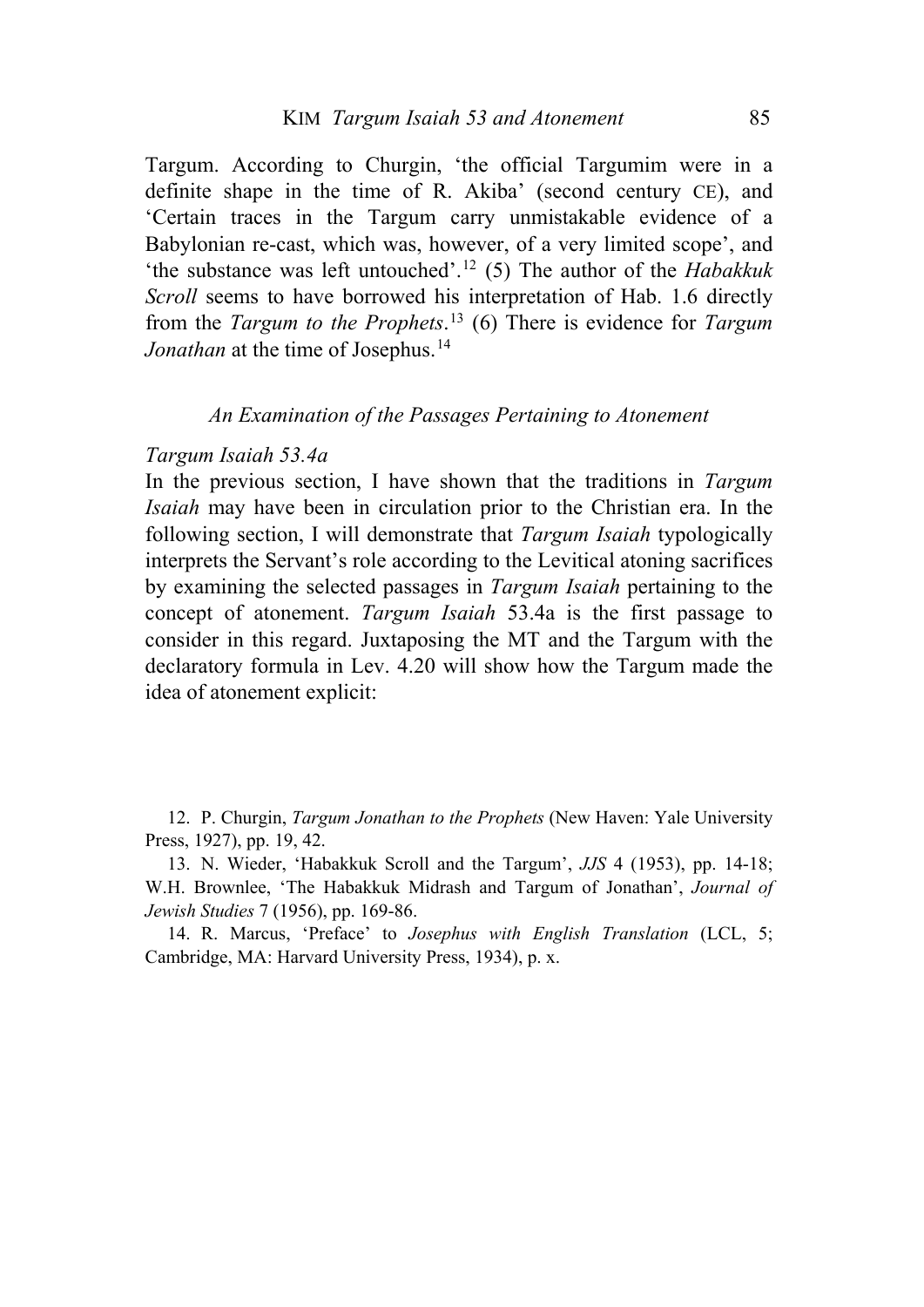Targum. According to Churgin, 'the official Targumim were in a definite shape in the time of R. Akiba' (second century CE), and 'Certain traces in the Targum carry unmistakable evidence of a Babylonian re-cast, which was, however, of a very limited scope', and 'the substance was left untouched'.[12] (5) The author of the *Habakkuk Scroll* seems to have borrowed his interpretation of Hab. 1.6 directly from the *Targum to the Prophets*.[13] (6) There is evidence for *Targum Jonathan* at the time of Josephus.[14]

### *An Examination of the Passages Pertaining to Atonement*

#### *Targum Isaiah 53.4a*

In the previous section, I have shown that the traditions in *Targum Isaiah* may have been in circulation prior to the Christian era. In the following section, I will demonstrate that *Targum Isaiah* typologically interprets the Servant's role according to the Levitical atoning sacrifices by examining the selected passages in *Targum Isaiah* pertaining to the concept of atonement. *Targum Isaiah* 53.4a is the first passage to consider in this regard. Juxtaposing the MT and the Targum with the declaratory formula in Lev. 4.20 will show how the Targum made the idea of atonement explicit:

12. P. Churgin, *Targum Jonathan to the Prophets* (New Haven: Yale University Press, 1927), pp. 19, 42.

13. N. Wieder, 'Habakkuk Scroll and the Targum', *JJS* 4 (1953), pp. 14-18; W.H. Brownlee, 'The Habakkuk Midrash and Targum of Jonathan', *Journal of Jewish Studies* 7 (1956), pp. 169-86.

14. R. Marcus, 'Preface' to *Josephus with English Translation* (LCL, 5; Cambridge, MA: Harvard University Press, 1934), p. x.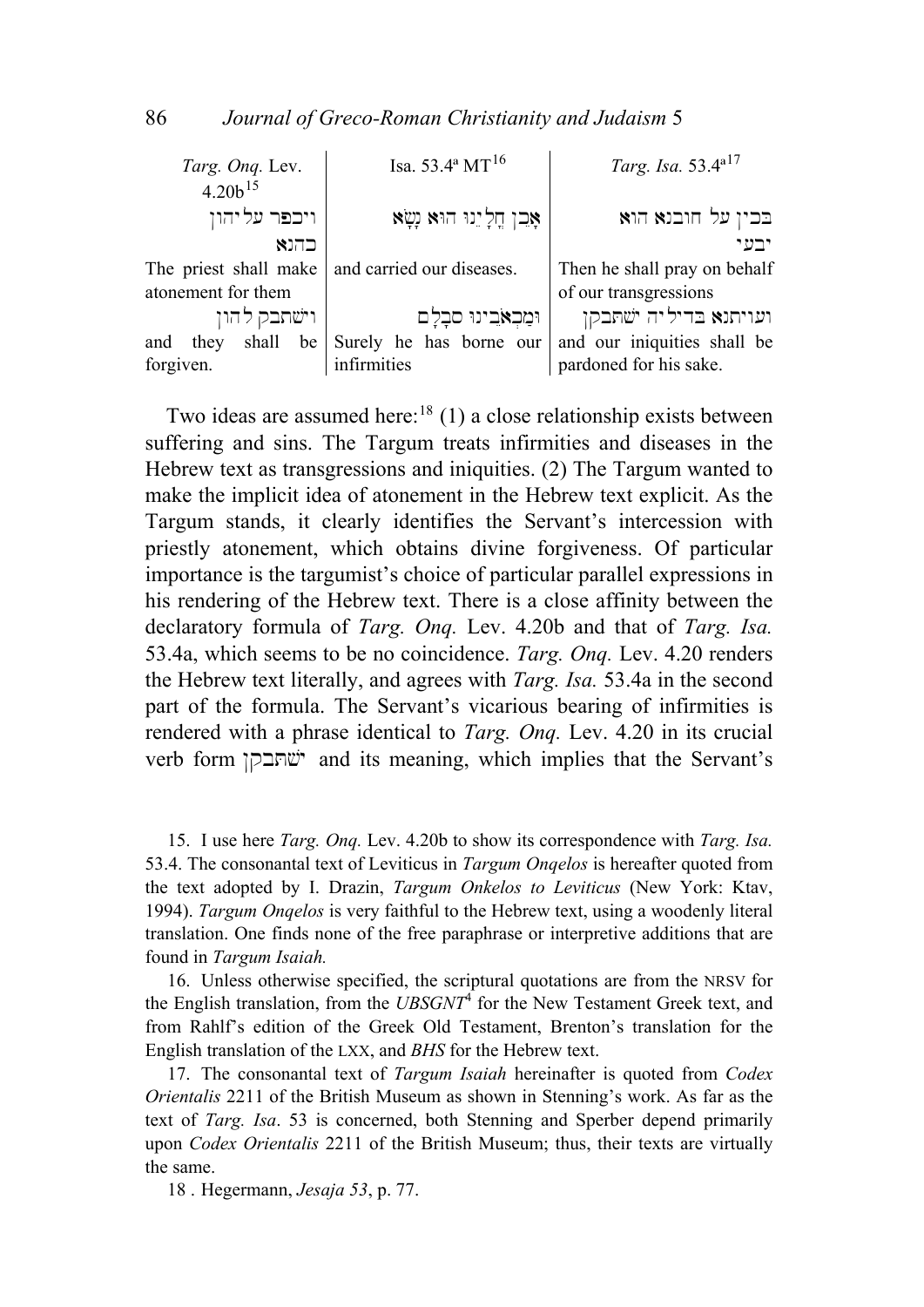| *Targ. Onq.* Lev. 4.20b[15] | Isa. 53.4ª MT[16] | *Targ. Isa.* 53.4ª[17] |
|---|---|---|
| ויכפר עליהון כהנא | אָכֵן חֳלָיֵנוּ הוּא נָשָׂא | בכין על חובנא הוא יבעי |
| The priest shall make atonement for them | and carried our diseases. | Then he shall pray on behalf of our transgressions |
| וישתבק להון | וּמַכְאֹבֵינוּ סְבָלָם | ועויתנא בדיליה ישתבקן |
| and they shall be forgiven. | Surely he has borne our infirmities | and our iniquities shall be pardoned for his sake. |

Two ideas are assumed here:[18] (1) a close relationship exists between suffering and sins. The Targum treats infirmities and diseases in the Hebrew text as transgressions and iniquities. (2) The Targum wanted to make the implicit idea of atonement in the Hebrew text explicit. As the Targum stands, it clearly identifies the Servant's intercession with priestly atonement, which obtains divine forgiveness. Of particular importance is the targumist's choice of particular parallel expressions in his rendering of the Hebrew text. There is a close affinity between the declaratory formula of *Targ. Onq.* Lev. 4.20b and that of *Targ. Isa.* 53.4a, which seems to be no coincidence. *Targ. Onq.* Lev. 4.20 renders the Hebrew text literally, and agrees with *Targ. Isa.* 53.4a in the second part of the formula. The Servant's vicarious bearing of infirmities is rendered with a phrase identical to *Targ. Onq.* Lev. 4.20 in its crucial verb form ישתבקן and its meaning, which implies that the Servant's

15. I use here *Targ. Onq.* Lev. 4.20b to show its correspondence with *Targ. Isa.* 53.4. The consonantal text of Leviticus in *Targum Onqelos* is hereafter quoted from the text adopted by I. Drazin, *Targum Onkelos to Leviticus* (New York: Ktav, 1994). *Targum Onqelos* is very faithful to the Hebrew text, using a woodenly literal translation. One finds none of the free paraphrase or interpretive additions that are found in *Targum Isaiah.*

16. Unless otherwise specified, the scriptural quotations are from the NRSV for the English translation, from the *UBSGNT*[4] for the New Testament Greek text, and from Rahlf's edition of the Greek Old Testament, Brenton's translation for the English translation of the LXX, and *BHS* for the Hebrew text.

17. The consonantal text of *Targum Isaiah* hereinafter is quoted from *Codex Orientalis* 2211 of the British Museum as shown in Stenning's work. As far as the text of *Targ. Isa*. 53 is concerned, both Stenning and Sperber depend primarily upon *Codex Orientalis* 2211 of the British Museum; thus, their texts are virtually the same.

18 . Hegermann, *Jesaja 53*, p. 77.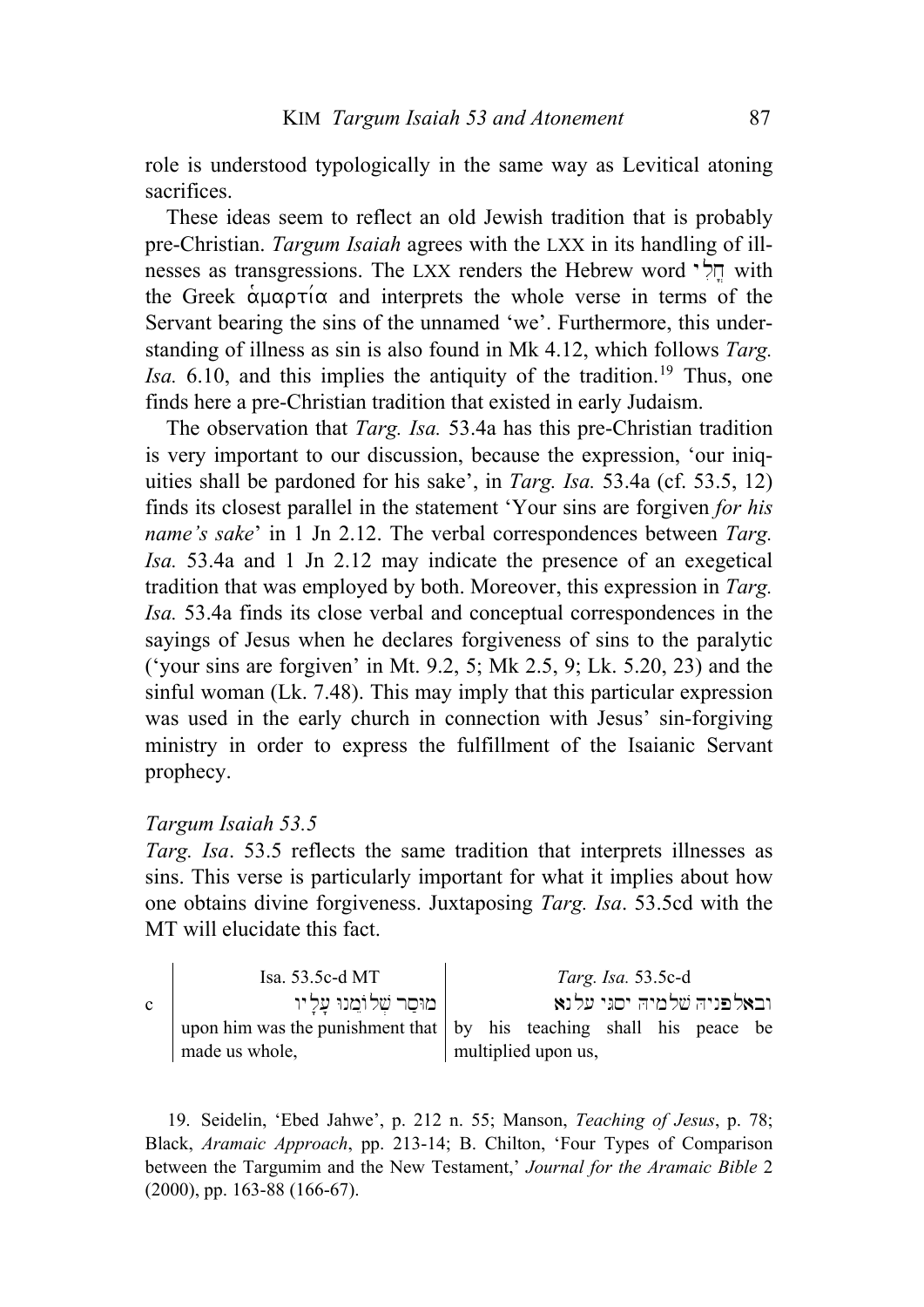role is understood typologically in the same way as Levitical atoning sacrifices.

These ideas seem to reflect an old Jewish tradition that is probably pre-Christian. *Targum Isaiah* agrees with the LXX in its handling of illnesses as transgressions. The LXX renders the Hebrew word חֳלִי with the Greek ἁμαρτία and interprets the whole verse in terms of the Servant bearing the sins of the unnamed 'we'. Furthermore, this understanding of illness as sin is also found in Mk 4.12, which follows *Targ. Isa.* 6.10, and this implies the antiquity of the tradition.[19] Thus, one finds here a pre-Christian tradition that existed in early Judaism.

The observation that *Targ. Isa.* 53.4a has this pre-Christian tradition is very important to our discussion, because the expression, 'our iniquities shall be pardoned for his sake', in *Targ. Isa.* 53.4a (cf. 53.5, 12) finds its closest parallel in the statement 'Your sins are forgiven *for his name's sake*' in 1 Jn 2.12. The verbal correspondences between *Targ. Isa.* 53.4a and 1 Jn 2.12 may indicate the presence of an exegetical tradition that was employed by both. Moreover, this expression in *Targ. Isa.* 53.4a finds its close verbal and conceptual correspondences in the sayings of Jesus when he declares forgiveness of sins to the paralytic ('your sins are forgiven' in Mt. 9.2, 5; Mk 2.5, 9; Lk. 5.20, 23) and the sinful woman (Lk. 7.48). This may imply that this particular expression was used in the early church in connection with Jesus' sin-forgiving ministry in order to express the fulfillment of the Isaianic Servant prophecy.

*Targum Isaiah 53.5*

*Targ. Isa*. 53.5 reflects the same tradition that interprets illnesses as sins. This verse is particularly important for what it implies about how one obtains divine forgiveness. Juxtaposing *Targ. Isa*. 53.5cd with the MT will elucidate this fact.

| | Isa. 53.5c-d MT | *Targ. Isa.* 53.5c-d |
|---|---|---|
| c | מוּסַר שְׁלוֹמֵנוּ עָלָיו | ובאלפניה שלמיה יסגי עלנא |
| | upon him was the punishment that made us whole, | by his teaching shall his peace be multiplied upon us, |

19. Seidelin, 'Ebed Jahwe', p. 212 n. 55; Manson, *Teaching of Jesus*, p. 78; Black, *Aramaic Approach*, pp. 213-14; B. Chilton, 'Four Types of Comparison between the Targumim and the New Testament,' *Journal for the Aramaic Bible* 2 (2000), pp. 163-88 (166-67).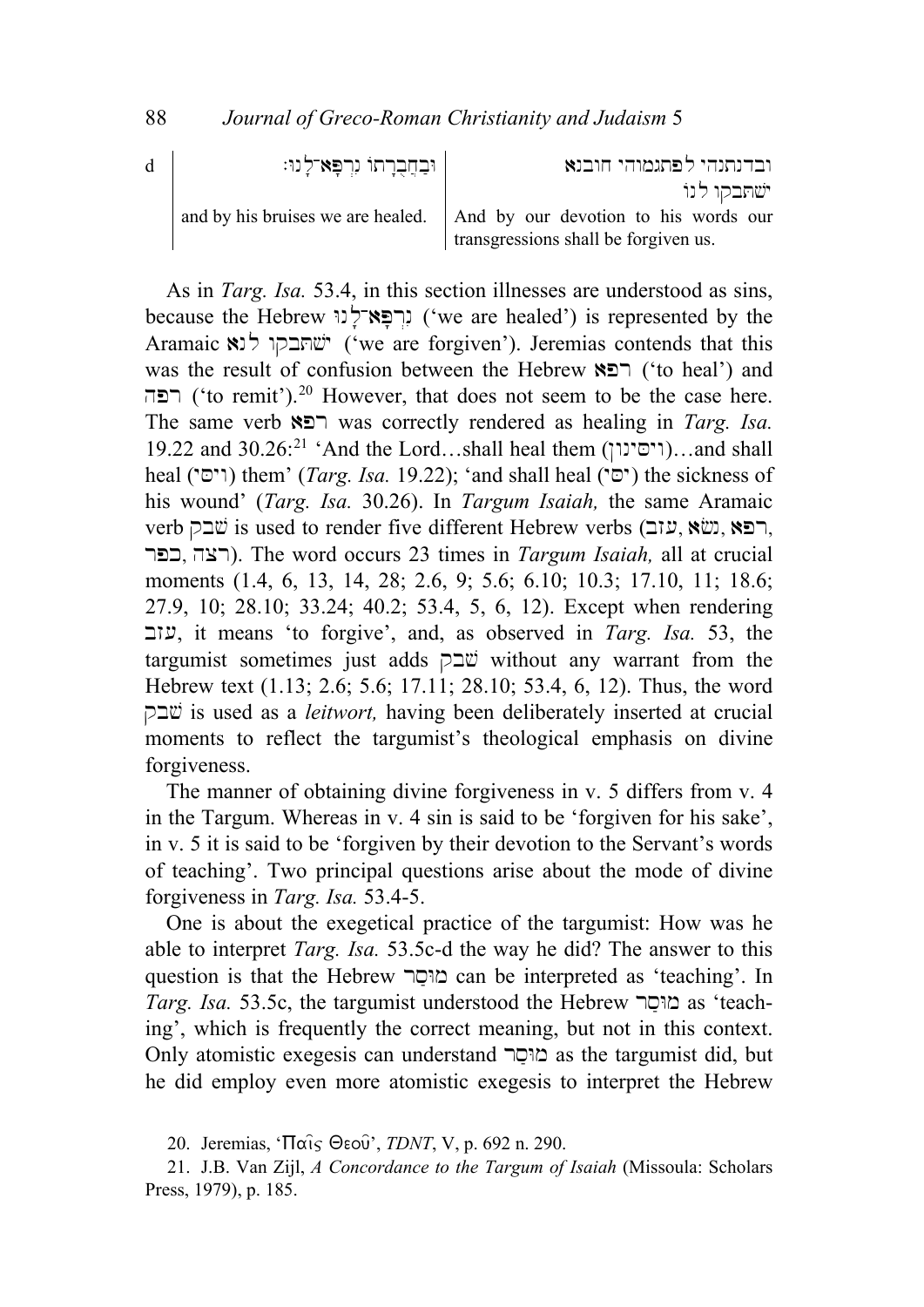| d | וּבַחֲבֻרָתוֹ נִרְפָּא־לָנוּ׃ | ובדנתנהי לפתגמוהי חובנא ישתבקו לנו |
|---|---|---|
| | and by his bruises we are healed. | And by our devotion to his words our transgressions shall be forgiven us. |

As in *Targ. Isa.* 53.4, in this section illnesses are understood as sins, because the Hebrew נִרְפָּא־לָנוּ ('we are healed') is represented by the Aramaic ישתבקו לנא ('we are forgiven'). Jeremias contends that this was the result of confusion between the Hebrew רפא ('to heal') and רפה ('to remit').[20] However, that does not seem to be the case here. The same verb רפא was correctly rendered as healing in *Targ. Isa.* 19.22 and 30.26:[21] 'And the Lord…shall heal them (ויסינון)…and shall heal (ויסי) them' (*Targ. Isa.* 19.22); 'and shall heal (יסי) the sickness of his wound' (*Targ. Isa.* 30.26). In *Targum Isaiah,* the same Aramaic verb שבק is used to render five different Hebrew verbs (רפא ,נשׂא ,עזב, כפר ,רצה). The word occurs 23 times in *Targum Isaiah,* all at crucial moments (1.4, 6, 13, 14, 28; 2.6, 9; 5.6; 6.10; 10.3; 17.10, 11; 18.6; 27.9, 10; 28.10; 33.24; 40.2; 53.4, 5, 6, 12). Except when rendering עזב, it means 'to forgive', and, as observed in *Targ. Isa.* 53, the targumist sometimes just adds שבק without any warrant from the Hebrew text (1.13; 2.6; 5.6; 17.11; 28.10; 53.4, 6, 12). Thus, the word שבק is used as a *leitwort,* having been deliberately inserted at crucial moments to reflect the targumist's theological emphasis on divine forgiveness.

The manner of obtaining divine forgiveness in v. 5 differs from v. 4 in the Targum. Whereas in v. 4 sin is said to be 'forgiven for his sake', in v. 5 it is said to be 'forgiven by their devotion to the Servant's words of teaching'. Two principal questions arise about the mode of divine forgiveness in *Targ. Isa.* 53.4-5.

One is about the exegetical practice of the targumist: How was he able to interpret *Targ. Isa.* 53.5c-d the way he did? The answer to this question is that the Hebrew מוּסַר can be interpreted as 'teaching'. In *Targ. Isa.* 53.5c, the targumist understood the Hebrew מוּסַר as 'teaching', which is frequently the correct meaning, but not in this context. Only atomistic exegesis can understand מוּסַר as the targumist did, but he did employ even more atomistic exegesis to interpret the Hebrew

20. Jeremias, 'Παῖς Θεοῦ', *TDNT*, V, p. 692 n. 290.

21. J.B. Van Zijl, *A Concordance to the Targum of Isaiah* (Missoula: Scholars Press, 1979), p. 185.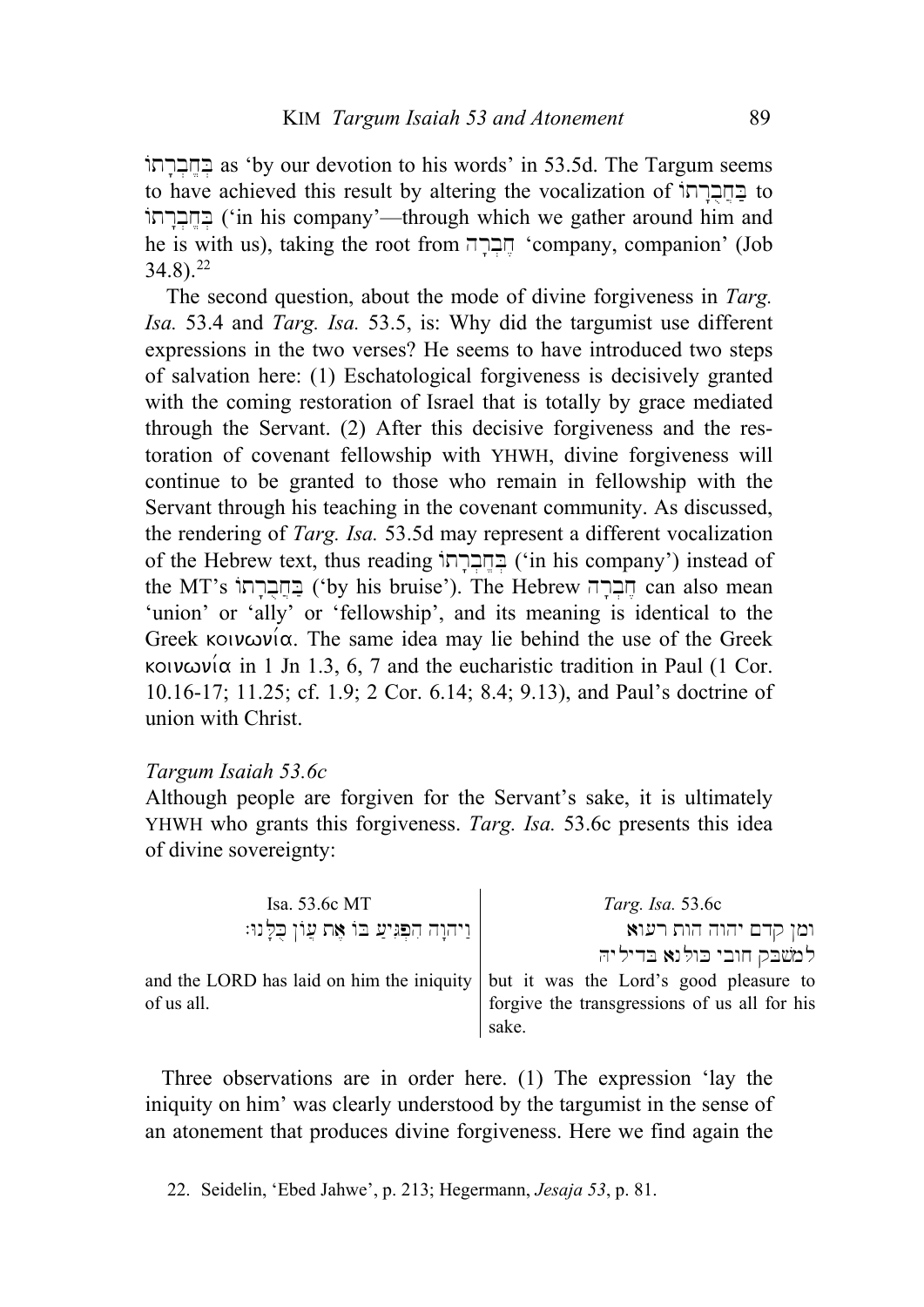בְּחֲבֶרְתוֹ as 'by our devotion to his words' in 53.5d. The Targum seems to have achieved this result by altering the vocalization of בַּחֲבֻרָתוֹ to בְּחֶבְרָתוֹ ('in his company'—through which we gather around him and he is with us), taking the root from חֶבְרָה 'company, companion' (Job 34.8).[22]

The second question, about the mode of divine forgiveness in *Targ. Isa.* 53.4 and *Targ. Isa.* 53.5, is: Why did the targumist use different expressions in the two verses? He seems to have introduced two steps of salvation here: (1) Eschatological forgiveness is decisively granted with the coming restoration of Israel that is totally by grace mediated through the Servant. (2) After this decisive forgiveness and the restoration of covenant fellowship with YHWH, divine forgiveness will continue to be granted to those who remain in fellowship with the Servant through his teaching in the covenant community. As discussed, the rendering of *Targ. Isa.* 53.5d may represent a different vocalization of the Hebrew text, thus reading בְּחֶבְרָתוֹ ('in his company') instead of the MT's בַּחֲבֻרָתוֹ ('by his bruise'). The Hebrew חֶבְרָה can also mean 'union' or 'ally' or 'fellowship', and its meaning is identical to the Greek κοινωνία. The same idea may lie behind the use of the Greek κοινωνία in 1 Jn 1.3, 6, 7 and the eucharistic tradition in Paul (1 Cor. 10.16-17; 11.25; cf. 1.9; 2 Cor. 6.14; 8.4; 9.13), and Paul's doctrine of union with Christ.

*Targum Isaiah 53.6c*

Although people are forgiven for the Servant's sake, it is ultimately YHWH who grants this forgiveness. *Targ. Isa.* 53.6c presents this idea of divine sovereignty:

| Isa. 53.6c MT | *Targ. Isa.* 53.6c |
|---|---|
| וַיהוָה הִפְגִּיעַ בּוֹ אֵת עֲוֹן כֻּלָּנוּ׃ | ומן קדם יהוה הות רעוא למשבק חובי כולנא בדיליה |
| and the LORD has laid on him the iniquity of us all. | but it was the Lord's good pleasure to forgive the transgressions of us all for his sake. |

Three observations are in order here. (1) The expression 'lay the iniquity on him' was clearly understood by the targumist in the sense of an atonement that produces divine forgiveness. Here we find again the

22. Seidelin, 'Ebed Jahwe', p. 213; Hegermann, *Jesaja 53*, p. 81.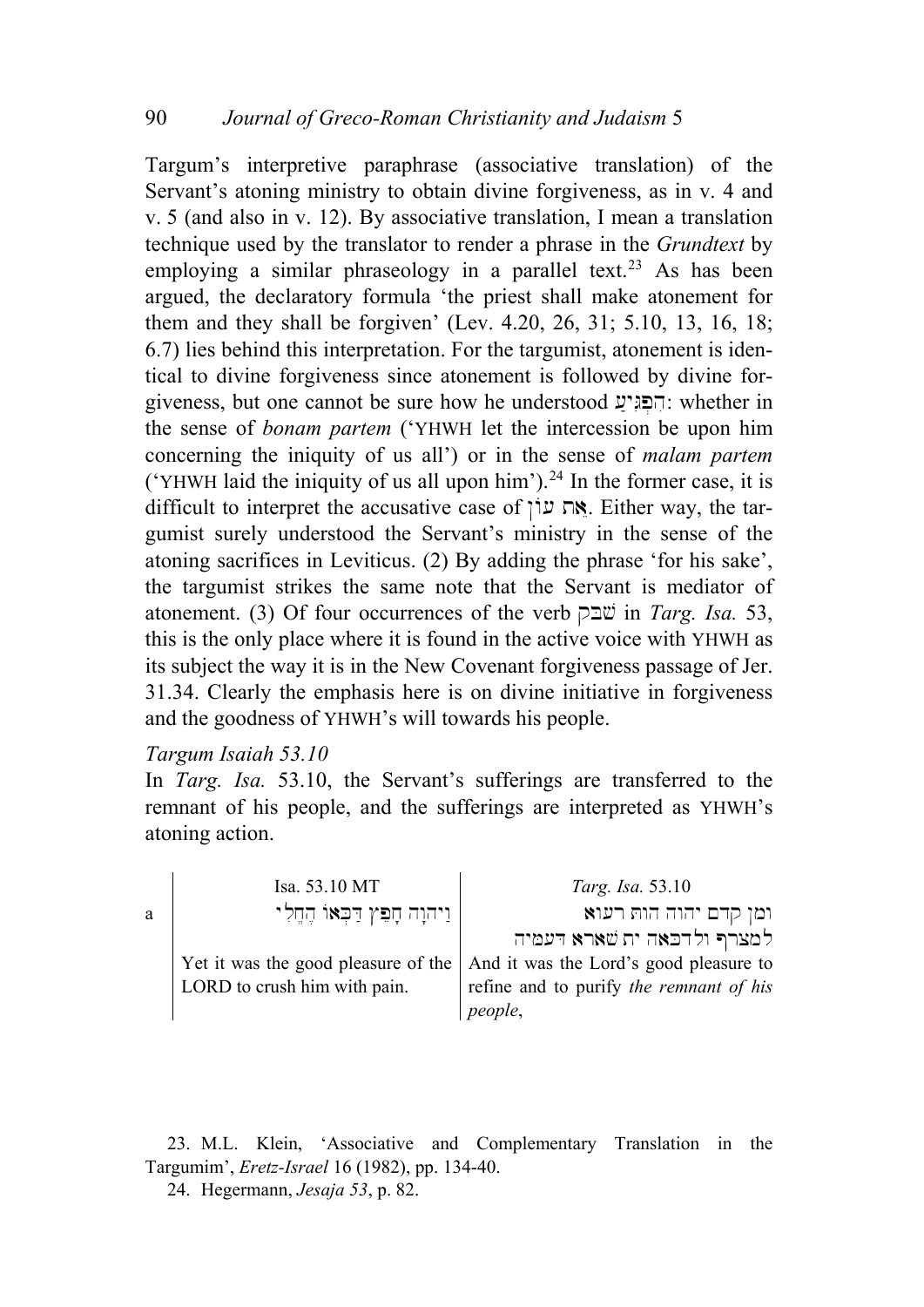Targum's interpretive paraphrase (associative translation) of the Servant's atoning ministry to obtain divine forgiveness, as in v. 4 and v. 5 (and also in v. 12). By associative translation, I mean a translation technique used by the translator to render a phrase in the *Grundtext* by employing a similar phraseology in a parallel text.[23] As has been argued, the declaratory formula 'the priest shall make atonement for them and they shall be forgiven' (Lev. 4.20, 26, 31; 5.10, 13, 16, 18; 6.7) lies behind this interpretation. For the targumist, atonement is identical to divine forgiveness since atonement is followed by divine forgiveness, but one cannot be sure how he understood הִפְגִּיעַ: whether in the sense of *bonam partem* ('YHWH let the intercession be upon him concerning the iniquity of us all') or in the sense of *malam partem* ('YHWH laid the iniquity of us all upon him').[24] In the former case, it is difficult to interpret the accusative case of אֵת עֲוֹן. Either way, the targumist surely understood the Servant's ministry in the sense of the atoning sacrifices in Leviticus. (2) By adding the phrase 'for his sake', the targumist strikes the same note that the Servant is mediator of atonement. (3) Of four occurrences of the verb שבק in *Targ. Isa.* 53, this is the only place where it is found in the active voice with YHWH as its subject the way it is in the New Covenant forgiveness passage of Jer. 31.34. Clearly the emphasis here is on divine initiative in forgiveness and the goodness of YHWH's will towards his people.

*Targum Isaiah 53.10*

In *Targ. Isa.* 53.10, the Servant's sufferings are transferred to the remnant of his people, and the sufferings are interpreted as YHWH's atoning action.

| | Isa. 53.10 MT | *Targ. Isa.* 53.10 |
|---|---|---|
| a | וַיהוָה חָפֵץ דַּכְּאוֹ הֶחֱלִי | ומן קדם יהוה הות רעוא למצרף ולדכאה ית שארא דעמיה |
| | Yet it was the good pleasure of the LORD to crush him with pain. | And it was the Lord's good pleasure to refine and to purify *the remnant of his people*, |

23. M.L. Klein, 'Associative and Complementary Translation in the Targumim', *Eretz-Israel* 16 (1982), pp. 134-40.

24. Hegermann, *Jesaja 53*, p. 82.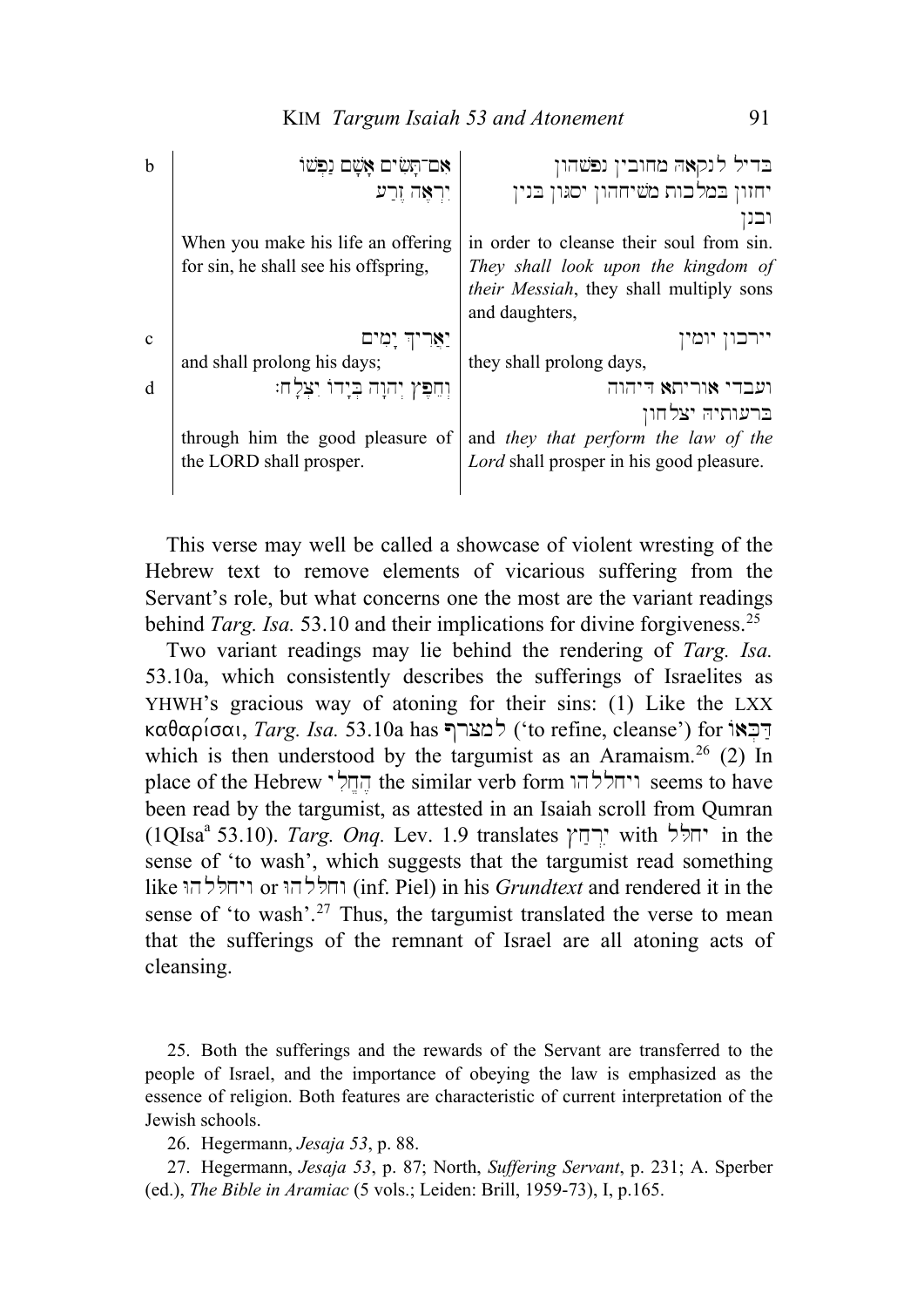| | | |
|---|---|---|
| b | אִם־תָּשִׂים אָשָׁם נַפְשׁוֹ יִרְאֶה זֶרַע | בדיל לנקאה מחובין נפשהון יחזון במלכות משיחהון יסגון בנין ובנן |
| | When you make his life an offering for sin, he shall see his offspring, | in order to cleanse their soul from sin. *They shall look upon the kingdom of their Messiah*, they shall multiply sons and daughters, |
| c | יַאֲרִיךְ יָמִים | יירכון יומין |
| | and shall prolong his days; | they shall prolong days, |
| d | וְחֵפֶץ יְהוָה בְּיָדוֹ יִצְלָח׃ | ועבדי אוריתא דיהוה ברעותיה יצלחון |
| | through him the good pleasure of the LORD shall prosper. | and *they that perform the law of the Lord* shall prosper in his good pleasure. |

This verse may well be called a showcase of violent wresting of the Hebrew text to remove elements of vicarious suffering from the Servant's role, but what concerns one the most are the variant readings behind *Targ. Isa.* 53.10 and their implications for divine forgiveness.[25]

Two variant readings may lie behind the rendering of *Targ. Isa.* 53.10a, which consistently describes the sufferings of Israelites as YHWH's gracious way of atoning for their sins: (1) Like the LXX καθαρίσαι, *Targ. Isa.* 53.10a has למצרף ('to refine, cleanse') for דַּכְּאוֹ which is then understood by the targumist as an Aramaism.[26] (2) In place of the Hebrew הֶחֱלִי the similar verb form ויחללהו seems to have been read by the targumist, as attested in an Isaiah scroll from Qumran (1QIsa[a] 53.10). *Targ. Onq.* Lev. 1.9 translates יִרְחַץ with יחלל in the sense of 'to wash', which suggests that the targumist read something like ויחללהו or וחללהו (inf. Piel) in his *Grundtext* and rendered it in the sense of 'to wash'.[27] Thus, the targumist translated the verse to mean that the sufferings of the remnant of Israel are all atoning acts of cleansing.

25. Both the sufferings and the rewards of the Servant are transferred to the people of Israel, and the importance of obeying the law is emphasized as the essence of religion. Both features are characteristic of current interpretation of the Jewish schools.

26. Hegermann, *Jesaja 53*, p. 88.

27. Hegermann, *Jesaja 53*, p. 87; North, *Suffering Servant*, p. 231; A. Sperber (ed.), *The Bible in Aramiac* (5 vols.; Leiden: Brill, 1959-73), I, p.165.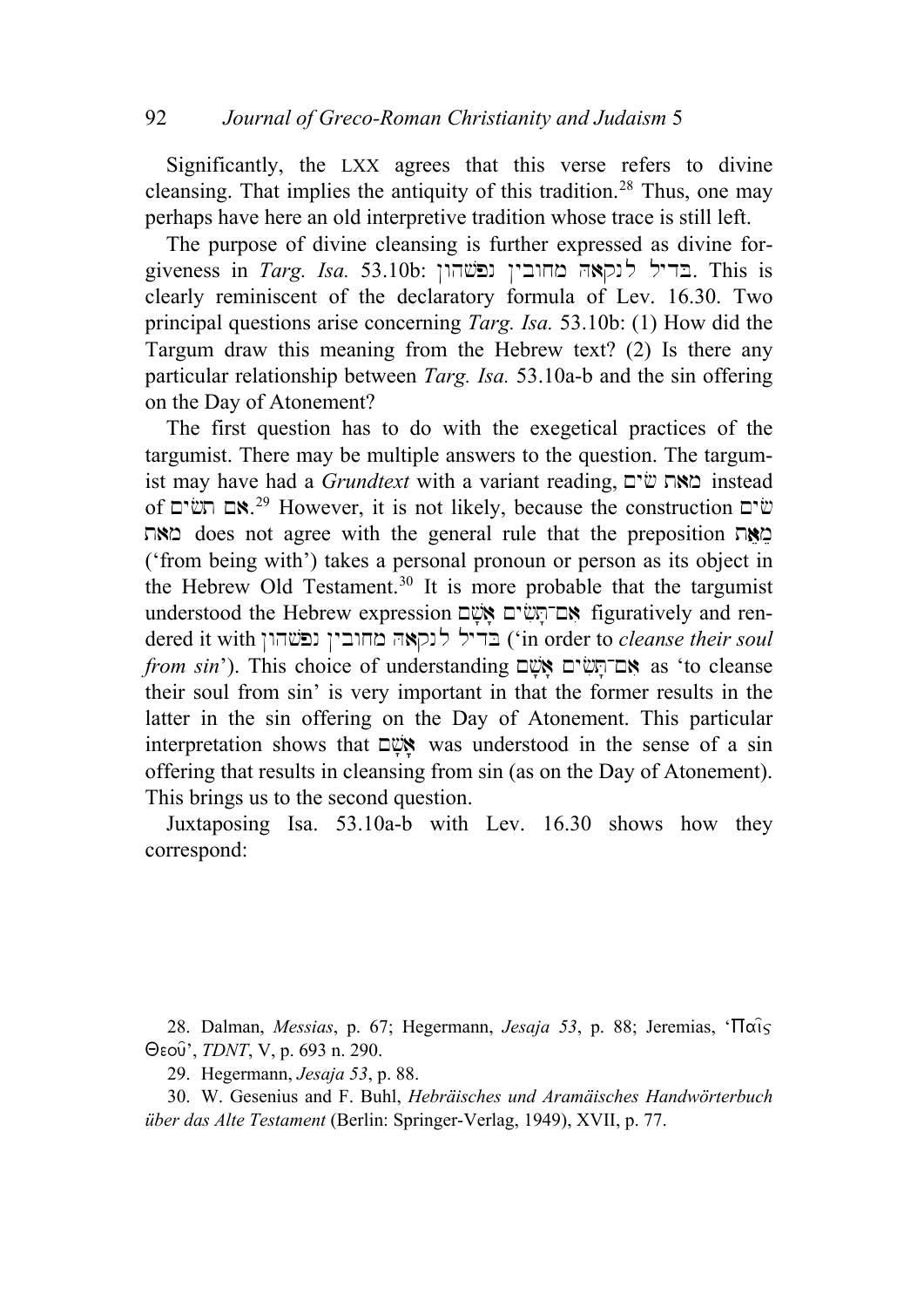Significantly, the LXX agrees that this verse refers to divine cleansing. That implies the antiquity of this tradition.[28] Thus, one may perhaps have here an old interpretive tradition whose trace is still left.

The purpose of divine cleansing is further expressed as divine forgiveness in *Targ. Isa.* 53.10b: בדיל לנקאה מחובין נפשהון. This is clearly reminiscent of the declaratory formula of Lev. 16.30. Two principal questions arise concerning *Targ. Isa.* 53.10b: (1) How did the Targum draw this meaning from the Hebrew text? (2) Is there any particular relationship between *Targ. Isa.* 53.10a-b and the sin offering on the Day of Atonement?

The first question has to do with the exegetical practices of the targumist. There may be multiple answers to the question. The targumist may have had a *Grundtext* with a variant reading, מאת שים instead of אם תשים.[29] However, it is not likely, because the construction שים מאת does not agree with the general rule that the preposition מֵאֵת ('from being with') takes a personal pronoun or person as its object in the Hebrew Old Testament.[30] It is more probable that the targumist understood the Hebrew expression אִם־תָּשִׂים אָשָׁם figuratively and rendered it with בדיל לנקאה מחובין נפשהון ('in order to *cleanse their soul from sin*'). This choice of understanding אִם־תָּשִׂים אָשָׁם as 'to cleanse their soul from sin' is very important in that the former results in the latter in the sin offering on the Day of Atonement. This particular interpretation shows that אָשָׁם was understood in the sense of a sin offering that results in cleansing from sin (as on the Day of Atonement). This brings us to the second question.

Juxtaposing Isa. 53.10a-b with Lev. 16.30 shows how they correspond:

---

28. Dalman, *Messias*, p. 67; Hegermann, *Jesaja 53*, p. 88; Jeremias, 'Παῖς Θεοῦ', *TDNT*, V, p. 693 n. 290.

29. Hegermann, *Jesaja 53*, p. 88.

30. W. Gesenius and F. Buhl, *Hebräisches und Aramäisches Handwörterbuch über das Alte Testament* (Berlin: Springer-Verlag, 1949), XVII, p. 77.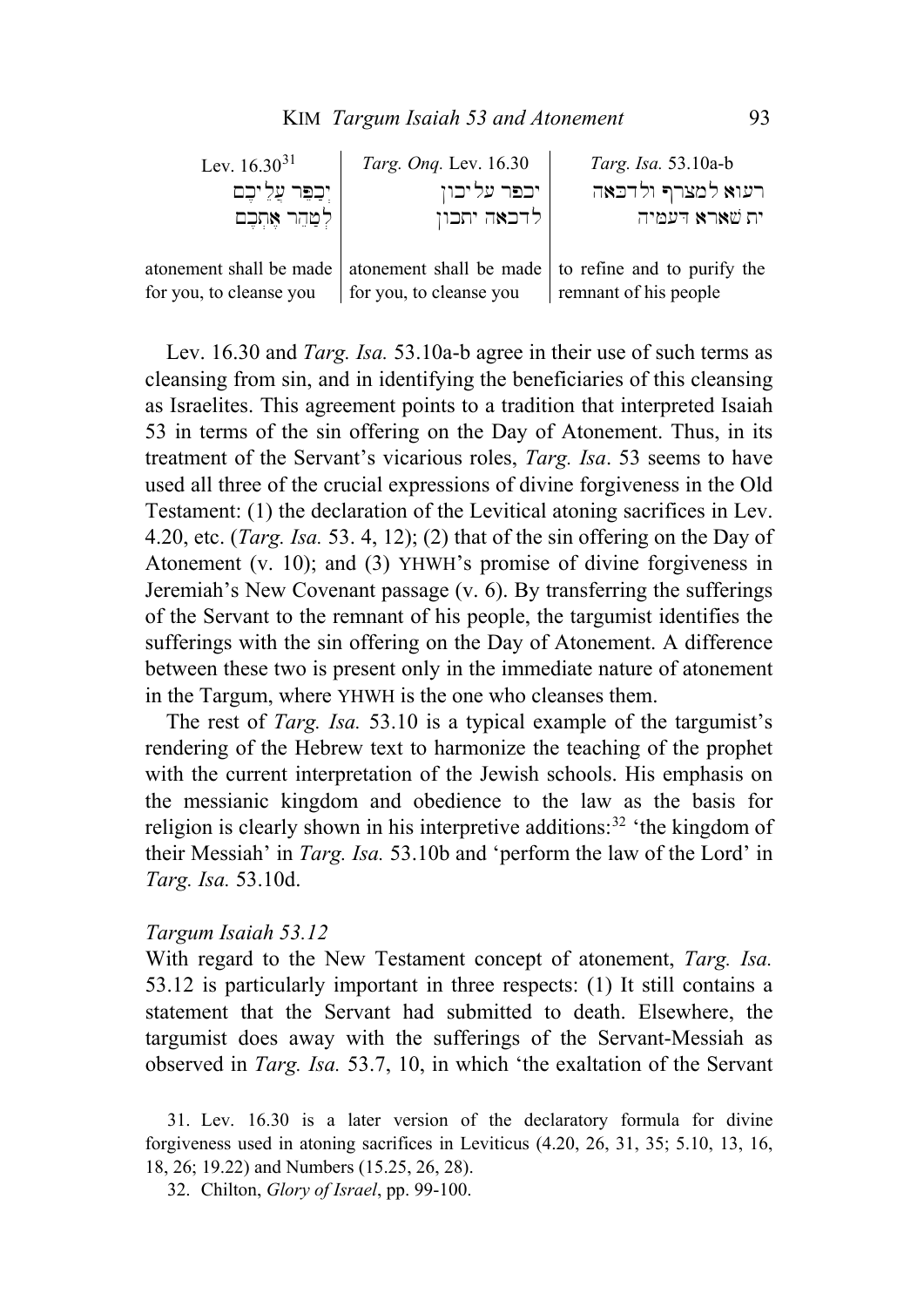| Lev. 16.30[31] | *Targ. Onq.* Lev. 16.30 | *Targ. Isa.* 53.10a-b |
|---|---|---|
| יְכַפֵּר עֲלֵיכֶם לְטַהֵר אֶתְכֶם | יכפר עליכון לדכאה יתכון | רעוא למצרף ולדכאה ית שארא דעמיה |
| atonement shall be made for you, to cleanse you | atonement shall be made for you, to cleanse you | to refine and to purify the remnant of his people |

Lev. 16.30 and *Targ. Isa.* 53.10a-b agree in their use of such terms as cleansing from sin, and in identifying the beneficiaries of this cleansing as Israelites. This agreement points to a tradition that interpreted Isaiah 53 in terms of the sin offering on the Day of Atonement. Thus, in its treatment of the Servant's vicarious roles, *Targ. Isa*. 53 seems to have used all three of the crucial expressions of divine forgiveness in the Old Testament: (1) the declaration of the Levitical atoning sacrifices in Lev. 4.20, etc. (*Targ. Isa.* 53. 4, 12); (2) that of the sin offering on the Day of Atonement (v. 10); and (3) YHWH's promise of divine forgiveness in Jeremiah's New Covenant passage (v. 6). By transferring the sufferings of the Servant to the remnant of his people, the targumist identifies the sufferings with the sin offering on the Day of Atonement. A difference between these two is present only in the immediate nature of atonement in the Targum, where YHWH is the one who cleanses them.

The rest of *Targ. Isa.* 53.10 is a typical example of the targumist's rendering of the Hebrew text to harmonize the teaching of the prophet with the current interpretation of the Jewish schools. His emphasis on the messianic kingdom and obedience to the law as the basis for religion is clearly shown in his interpretive additions:[32] 'the kingdom of their Messiah' in *Targ. Isa.* 53.10b and 'perform the law of the Lord' in *Targ. Isa.* 53.10d.

### *Targum Isaiah 53.12*

With regard to the New Testament concept of atonement, *Targ. Isa.* 53.12 is particularly important in three respects: (1) It still contains a statement that the Servant had submitted to death. Elsewhere, the targumist does away with the sufferings of the Servant-Messiah as observed in *Targ. Isa.* 53.7, 10, in which 'the exaltation of the Servant

31. Lev. 16.30 is a later version of the declaratory formula for divine forgiveness used in atoning sacrifices in Leviticus (4.20, 26, 31, 35; 5.10, 13, 16, 18, 26; 19.22) and Numbers (15.25, 26, 28).

32. Chilton, *Glory of Israel*, pp. 99-100.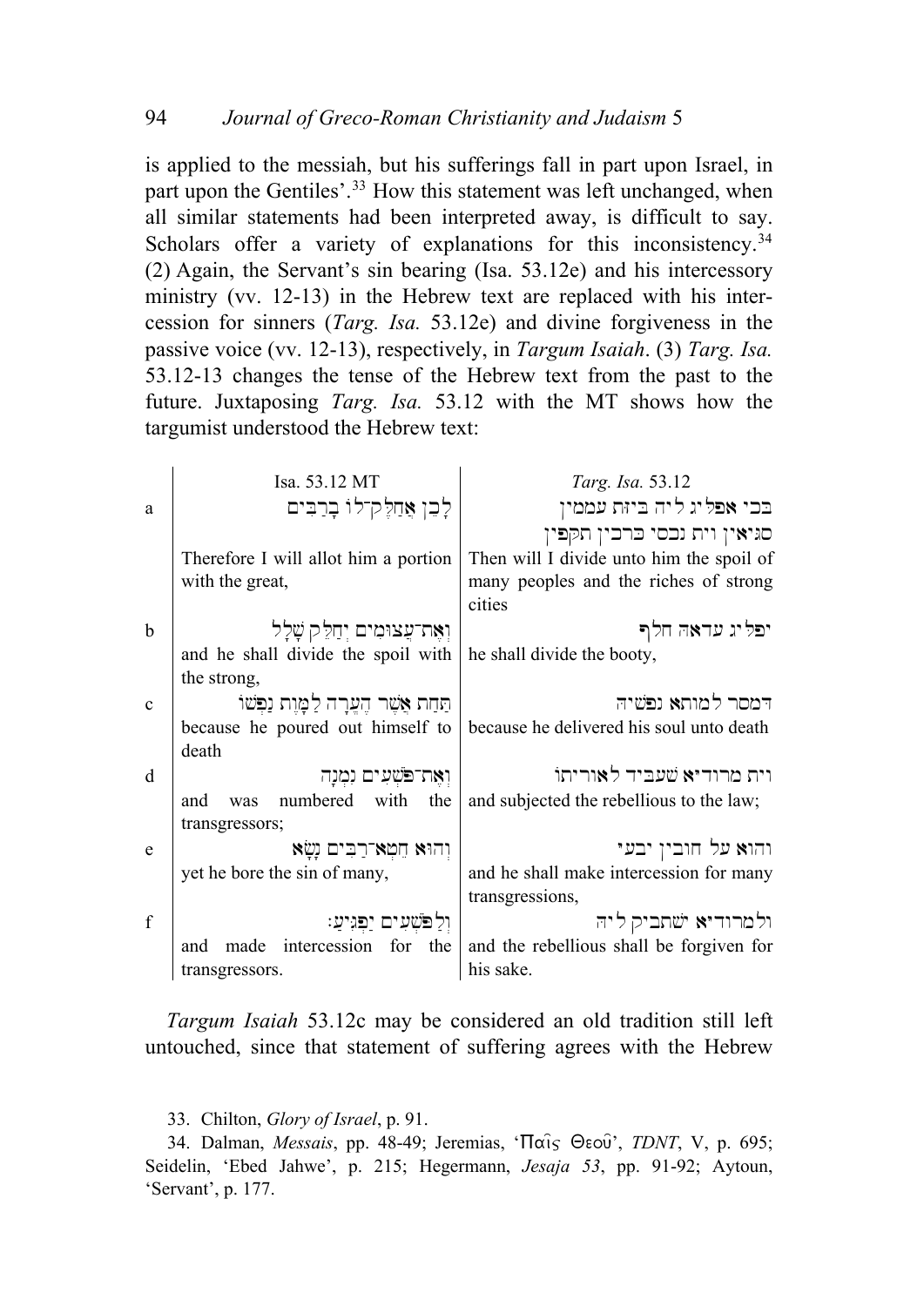is applied to the messiah, but his sufferings fall in part upon Israel, in part upon the Gentiles'.[33] How this statement was left unchanged, when all similar statements had been interpreted away, is difficult to say. Scholars offer a variety of explanations for this inconsistency.[34] (2) Again, the Servant's sin bearing (Isa. 53.12e) and his intercessory ministry (vv. 12-13) in the Hebrew text are replaced with his intercession for sinners (*Targ. Isa.* 53.12e) and divine forgiveness in the passive voice (vv. 12-13), respectively, in *Targum Isaiah*. (3) *Targ. Isa.* 53.12-13 changes the tense of the Hebrew text from the past to the future. Juxtaposing *Targ. Isa.* 53.12 with the MT shows how the targumist understood the Hebrew text:

| | Isa. 53.12 MT | *Targ. Isa.* 53.12 |
|---|---|---|
| a | לָכֵן אֲחַלֶּק־לוֹ בָרַבִּים | בכי אפליג ליה ביזת עממין סגיאין וית נכסי כרכין תקיפין |
| | Therefore I will allot him a portion with the great, | Then will I divide unto him the spoil of many peoples and the riches of strong cities |
| b | וְאֶת־עֲצוּמִים יְחַלֵּק שָׁלָל | יפליג עדאה חלף |
| | and he shall divide the spoil with the strong, | he shall divide the booty, |
| c | תַּחַת אֲשֶׁר הֶעֱרָה לַמָּוֶת נַפְשׁוֹ | דמסר למותא נפשיה |
| | because he poured out himself to death | because he delivered his soul unto death |
| d | וְאֶת־פֹּשְׁעִים נִמְנָה | וית מרודיא שעביד לאוריתו |
| | and was numbered with the transgressors; | and subjected the rebellious to the law; |
| e | וְהוּא חֵטְא־רַבִּים נָשָׂא | והוא על חובין יבעי |
| | yet he bore the sin of many, | and he shall make intercession for many transgressions, |
| f | וְלַפֹּשְׁעִים יַפְגִּיעַ׃ | ולמרודיא ישתביק ליה |
| | and made intercession for the transgressors. | and the rebellious shall be forgiven for his sake. |

*Targum Isaiah* 53.12c may be considered an old tradition still left untouched, since that statement of suffering agrees with the Hebrew

33. Chilton, *Glory of Israel*, p. 91.

34. Dalman, *Messais*, pp. 48-49; Jeremias, 'Παῖς Θεοῦ', *TDNT*, V, p. 695; Seidelin, 'Ebed Jahwe', p. 215; Hegermann, *Jesaja 53*, pp. 91-92; Aytoun, 'Servant', p. 177.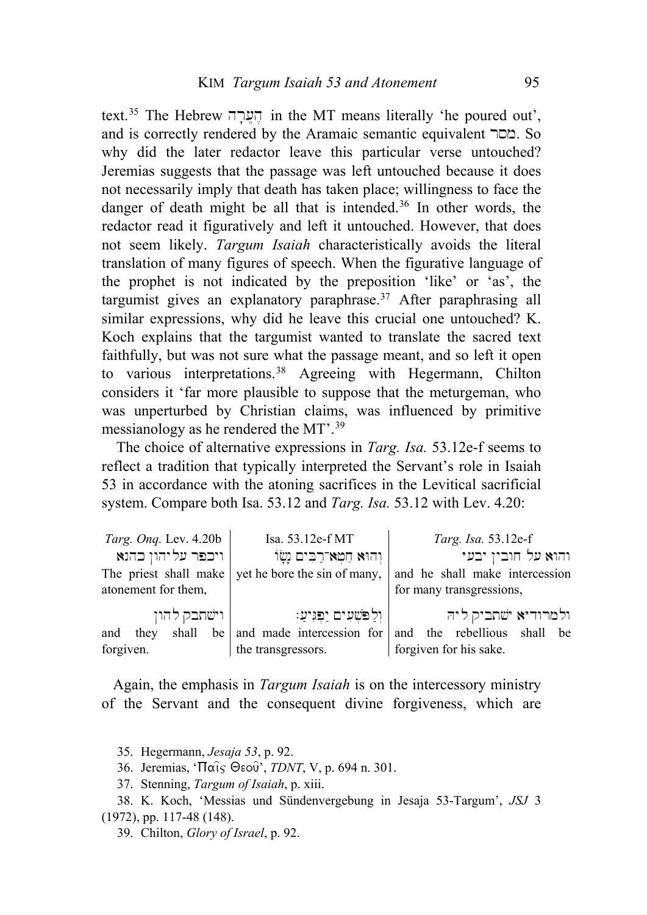text.[35] The Hebrew הֶעֱרָה in the MT means literally 'he poured out', and is correctly rendered by the Aramaic semantic equivalent מסר. So why did the later redactor leave this particular verse untouched? Jeremias suggests that the passage was left untouched because it does not necessarily imply that death has taken place; willingness to face the danger of death might be all that is intended.[36] In other words, the redactor read it figuratively and left it untouched. However, that does not seem likely. *Targum Isaiah* characteristically avoids the literal translation of many figures of speech. When the figurative language of the prophet is not indicated by the preposition 'like' or 'as', the targumist gives an explanatory paraphrase.[37] After paraphrasing all similar expressions, why did he leave this crucial one untouched? K. Koch explains that the targumist wanted to translate the sacred text faithfully, but was not sure what the passage meant, and so left it open to various interpretations.[38] Agreeing with Hegermann, Chilton considers it 'far more plausible to suppose that the meturgeman, who was unperturbed by Christian claims, was influenced by primitive messianology as he rendered the MT'.[39]

The choice of alternative expressions in *Targ. Isa.* 53.12e-f seems to reflect a tradition that typically interpreted the Servant's role in Isaiah 53 in accordance with the atoning sacrifices in the Levitical sacrificial system. Compare both Isa. 53.12 and *Targ. Isa.* 53.12 with Lev. 4.20:

| *Targ. Onq.* Lev. 4.20b | Isa. 53.12e-f MT | *Targ. Isa.* 53.12e-f |
|---|---|---|
| ויכפר עליהון כהנא | וְהוּא חֵטְא־רַבִּים נָשָׂא | **והוא** על חובין יבעי |
| The priest shall make atonement for them, | yet he bore the sin of many, | and he shall make intercession for many transgressions, |
| וישתבק להון | וְלַפֹּשְׁעִים יַפְגִּיעַ׃ | **ולמרודיא** ישתביק ליה |
| and they shall be forgiven. | and made intercession for the transgressors. | and the rebellious shall be forgiven for his sake. |

Again, the emphasis in *Targum Isaiah* is on the intercessory ministry of the Servant and the consequent divine forgiveness, which are

35. Hegermann, *Jesaja 53*, p. 92.

36. Jeremias, 'Παῖς Θεοῦ', *TDNT*, V, p. 694 n. 301.

37. Stenning, *Targum of Isaiah*, p. xiii.

38. K. Koch, 'Messias und Sündenvergebung in Jesaja 53-Targum', *JSJ* 3 (1972), pp. 117-48 (148).

39. Chilton, *Glory of Israel*, p. 92.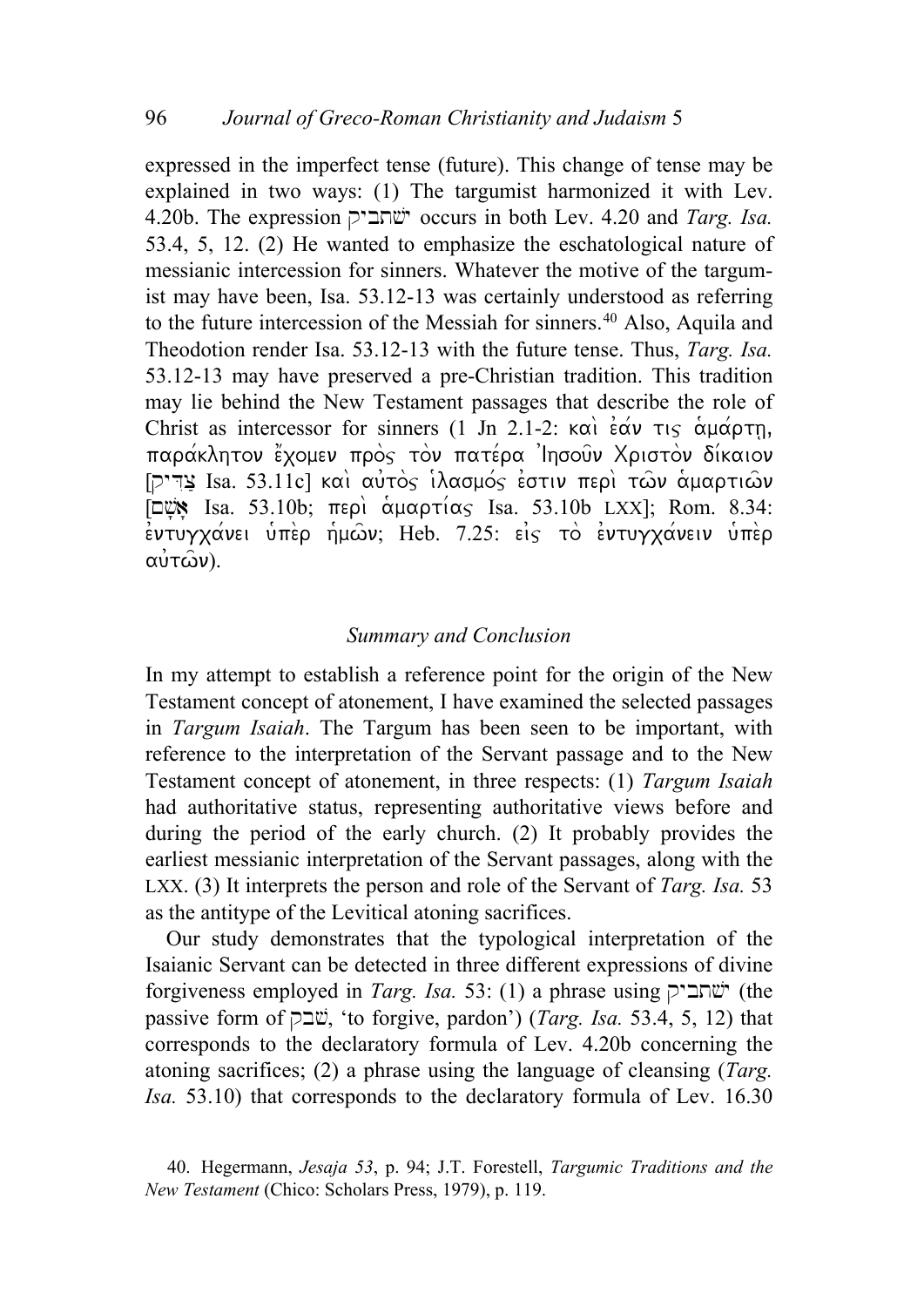expressed in the imperfect tense (future). This change of tense may be explained in two ways: (1) The targumist harmonized it with Lev. 4.20b. The expression ישׁתביק occurs in both Lev. 4.20 and *Targ. Isa.* 53.4, 5, 12. (2) He wanted to emphasize the eschatological nature of messianic intercession for sinners. Whatever the motive of the targumist may have been, Isa. 53.12-13 was certainly understood as referring to the future intercession of the Messiah for sinners.[40] Also, Aquila and Theodotion render Isa. 53.12-13 with the future tense. Thus, *Targ. Isa.* 53.12-13 may have preserved a pre-Christian tradition. This tradition may lie behind the New Testament passages that describe the role of Christ as intercessor for sinners (1 Jn 2.1-2: καὶ ἐάν τις ἁμάρτῃ, παράκλητον ἔχομεν πρὸς τὸν πατέρα Ἰησοῦν Χριστὸν δίκαιον [צַדִּיק Isa. 53.11c] καὶ αὐτὸς ἱλασμός ἐστιν περὶ τῶν ἁμαρτιῶν [אָשָׁם Isa. 53.10b; περὶ ἁμαρτίας Isa. 53.10b LXX]; Rom. 8.34: ἐντυγχάνει ὑπὲρ ἡμῶν; Heb. 7.25: εἰς τὸ ἐντυγχάνειν ὑπὲρ αὐτῶν).

## *Summary and Conclusion*

In my attempt to establish a reference point for the origin of the New Testament concept of atonement, I have examined the selected passages in *Targum Isaiah*. The Targum has been seen to be important, with reference to the interpretation of the Servant passage and to the New Testament concept of atonement, in three respects: (1) *Targum Isaiah* had authoritative status, representing authoritative views before and during the period of the early church. (2) It probably provides the earliest messianic interpretation of the Servant passages, along with the LXX. (3) It interprets the person and role of the Servant of *Targ. Isa.* 53 as the antitype of the Levitical atoning sacrifices.

Our study demonstrates that the typological interpretation of the Isaianic Servant can be detected in three different expressions of divine forgiveness employed in *Targ. Isa.* 53: (1) a phrase using ישׁתביק (the passive form of שׁבק, 'to forgive, pardon') (*Targ. Isa.* 53.4, 5, 12) that corresponds to the declaratory formula of Lev. 4.20b concerning the atoning sacrifices; (2) a phrase using the language of cleansing (*Targ. Isa.* 53.10) that corresponds to the declaratory formula of Lev. 16.30

40. Hegermann, *Jesaja 53*, p. 94; J.T. Forestell, *Targumic Traditions and the New Testament* (Chico: Scholars Press, 1979), p. 119.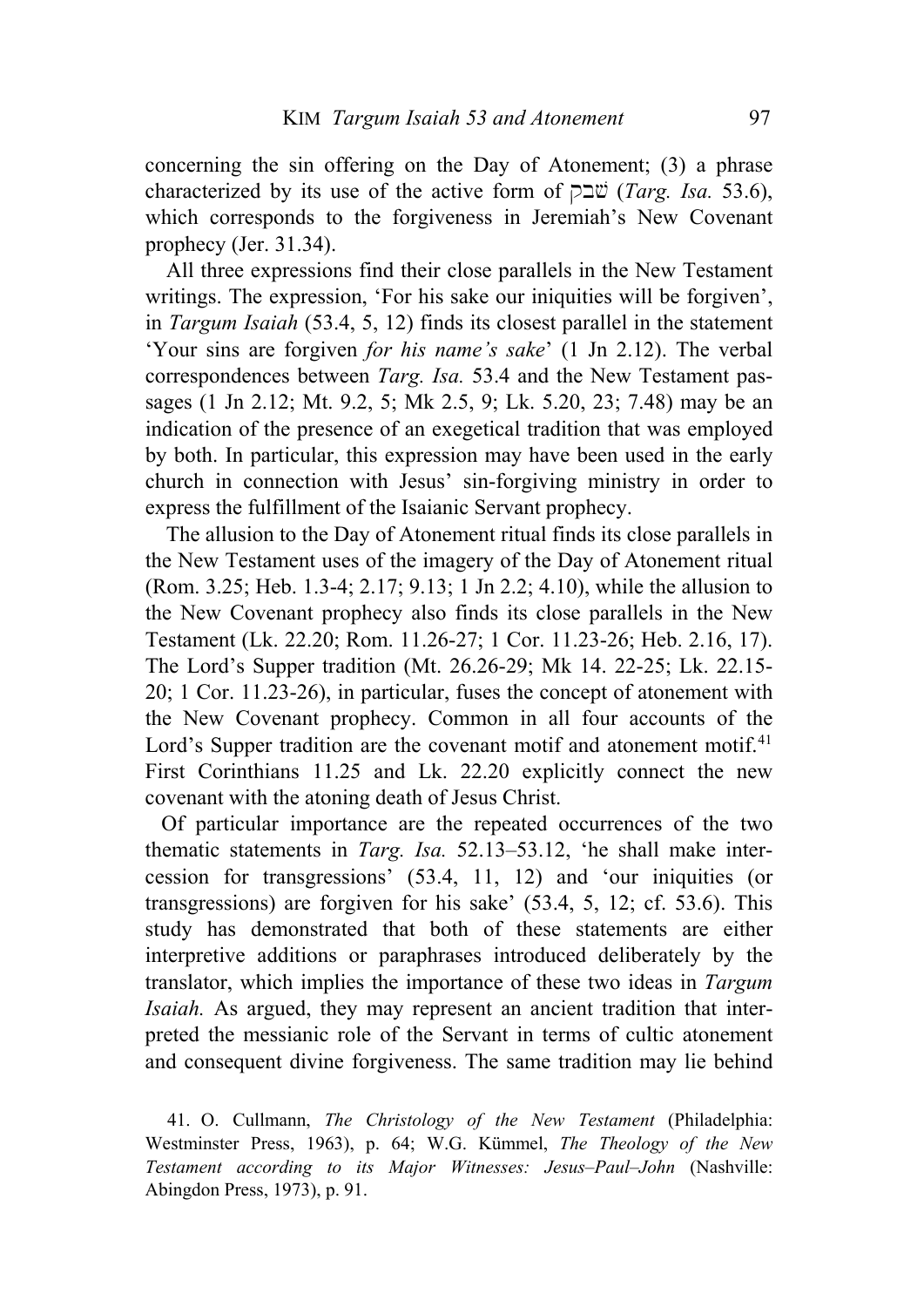concerning the sin offering on the Day of Atonement; (3) a phrase characterized by its use of the active form of שׁבק (*Targ. Isa.* 53.6), which corresponds to the forgiveness in Jeremiah's New Covenant prophecy (Jer. 31.34).

All three expressions find their close parallels in the New Testament writings. The expression, 'For his sake our iniquities will be forgiven', in *Targum Isaiah* (53.4, 5, 12) finds its closest parallel in the statement 'Your sins are forgiven *for his name's sake*' (1 Jn 2.12). The verbal correspondences between *Targ. Isa.* 53.4 and the New Testament passages (1 Jn 2.12; Mt. 9.2, 5; Mk 2.5, 9; Lk. 5.20, 23; 7.48) may be an indication of the presence of an exegetical tradition that was employed by both. In particular, this expression may have been used in the early church in connection with Jesus' sin-forgiving ministry in order to express the fulfillment of the Isaianic Servant prophecy.

The allusion to the Day of Atonement ritual finds its close parallels in the New Testament uses of the imagery of the Day of Atonement ritual (Rom. 3.25; Heb. 1.3-4; 2.17; 9.13; 1 Jn 2.2; 4.10), while the allusion to the New Covenant prophecy also finds its close parallels in the New Testament (Lk. 22.20; Rom. 11.26-27; 1 Cor. 11.23-26; Heb. 2.16, 17). The Lord's Supper tradition (Mt. 26.26-29; Mk 14. 22-25; Lk. 22.15-20; 1 Cor. 11.23-26), in particular, fuses the concept of atonement with the New Covenant prophecy. Common in all four accounts of the Lord's Supper tradition are the covenant motif and atonement motif.[41] First Corinthians 11.25 and Lk. 22.20 explicitly connect the new covenant with the atoning death of Jesus Christ.

Of particular importance are the repeated occurrences of the two thematic statements in *Targ. Isa.* 52.13–53.12, 'he shall make intercession for transgressions' (53.4, 11, 12) and 'our iniquities (or transgressions) are forgiven for his sake' (53.4, 5, 12; cf. 53.6). This study has demonstrated that both of these statements are either interpretive additions or paraphrases introduced deliberately by the translator, which implies the importance of these two ideas in *Targum Isaiah.* As argued, they may represent an ancient tradition that interpreted the messianic role of the Servant in terms of cultic atonement and consequent divine forgiveness. The same tradition may lie behind

41. O. Cullmann, *The Christology of the New Testament* (Philadelphia: Westminster Press, 1963), p. 64; W.G. Kümmel, *The Theology of the New Testament according to its Major Witnesses: Jesus–Paul–John* (Nashville: Abingdon Press, 1973), p. 91.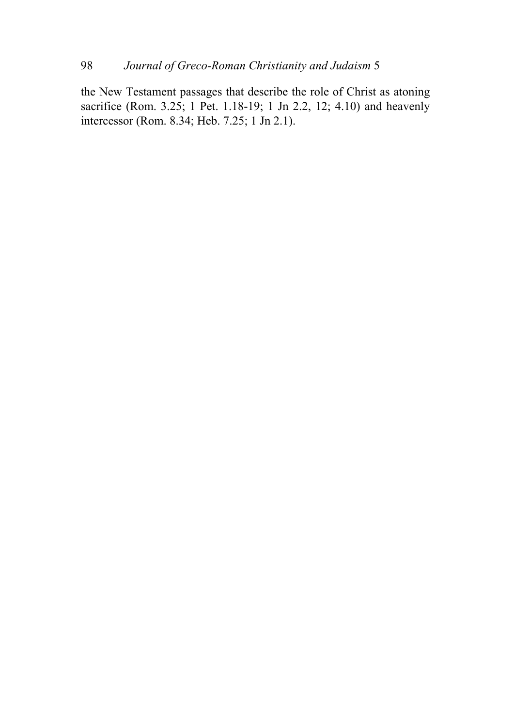the New Testament passages that describe the role of Christ as atoning sacrifice (Rom. 3.25; 1 Pet. 1.18-19; 1 Jn 2.2, 12; 4.10) and heavenly intercessor (Rom. 8.34; Heb. 7.25; 1 Jn 2.1).